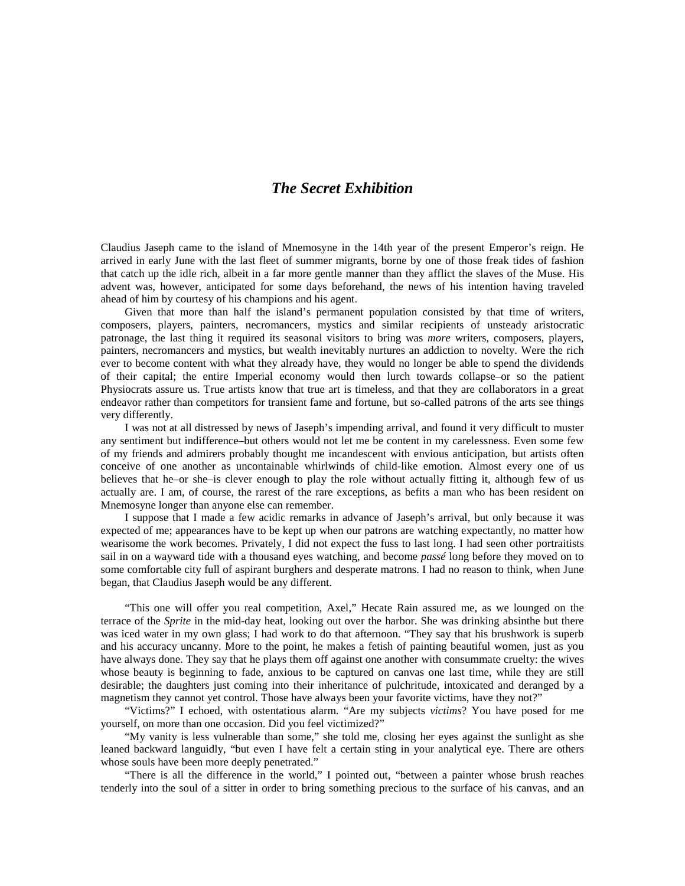# *The Secret Exhibition*

Claudius Jaseph came to the island of Mnemosyne in the 14th year of the present Emperor's reign. He arrived in early June with the last fleet of summer migrants, borne by one of those freak tides of fashion that catch up the idle rich, albeit in a far more gentle manner than they afflict the slaves of the Muse. His advent was, however, anticipated for some days beforehand, the news of his intention having traveled ahead of him by courtesy of his champions and his agent.

Given that more than half the island's permanent population consisted by that time of writers, composers, players, painters, necromancers, mystics and similar recipients of unsteady aristocratic patronage, the last thing it required its seasonal visitors to bring was *more* writers, composers, players, painters, necromancers and mystics, but wealth inevitably nurtures an addiction to novelty. Were the rich ever to become content with what they already have, they would no longer be able to spend the dividends of their capital; the entire Imperial economy would then lurch towards collapse–or so the patient Physiocrats assure us. True artists know that true art is timeless, and that they are collaborators in a great endeavor rather than competitors for transient fame and fortune, but so-called patrons of the arts see things very differently.

I was not at all distressed by news of Jaseph's impending arrival, and found it very difficult to muster any sentiment but indifference–but others would not let me be content in my carelessness. Even some few of my friends and admirers probably thought me incandescent with envious anticipation, but artists often conceive of one another as uncontainable whirlwinds of child-like emotion. Almost every one of us believes that he–or she–is clever enough to play the role without actually fitting it, although few of us actually are. I am, of course, the rarest of the rare exceptions, as befits a man who has been resident on Mnemosyne longer than anyone else can remember.

I suppose that I made a few acidic remarks in advance of Jaseph's arrival, but only because it was expected of me; appearances have to be kept up when our patrons are watching expectantly, no matter how wearisome the work becomes. Privately, I did not expect the fuss to last long. I had seen other portraitists sail in on a wayward tide with a thousand eyes watching, and become *passé* long before they moved on to some comfortable city full of aspirant burghers and desperate matrons. I had no reason to think, when June began, that Claudius Jaseph would be any different.

"This one will offer you real competition, Axel," Hecate Rain assured me, as we lounged on the terrace of the *Sprite* in the mid-day heat, looking out over the harbor. She was drinking absinthe but there was iced water in my own glass; I had work to do that afternoon. "They say that his brushwork is superb and his accuracy uncanny. More to the point, he makes a fetish of painting beautiful women, just as you have always done. They say that he plays them off against one another with consummate cruelty: the wives whose beauty is beginning to fade, anxious to be captured on canvas one last time, while they are still desirable; the daughters just coming into their inheritance of pulchritude, intoxicated and deranged by a magnetism they cannot yet control. Those have always been your favorite victims, have they not?"

"Victims?" I echoed, with ostentatious alarm. "Are my subjects *victims*? You have posed for me yourself, on more than one occasion. Did you feel victimized?"

"My vanity is less vulnerable than some," she told me, closing her eyes against the sunlight as she leaned backward languidly, "but even I have felt a certain sting in your analytical eye. There are others whose souls have been more deeply penetrated."

"There is all the difference in the world," I pointed out, "between a painter whose brush reaches tenderly into the soul of a sitter in order to bring something precious to the surface of his canvas, and an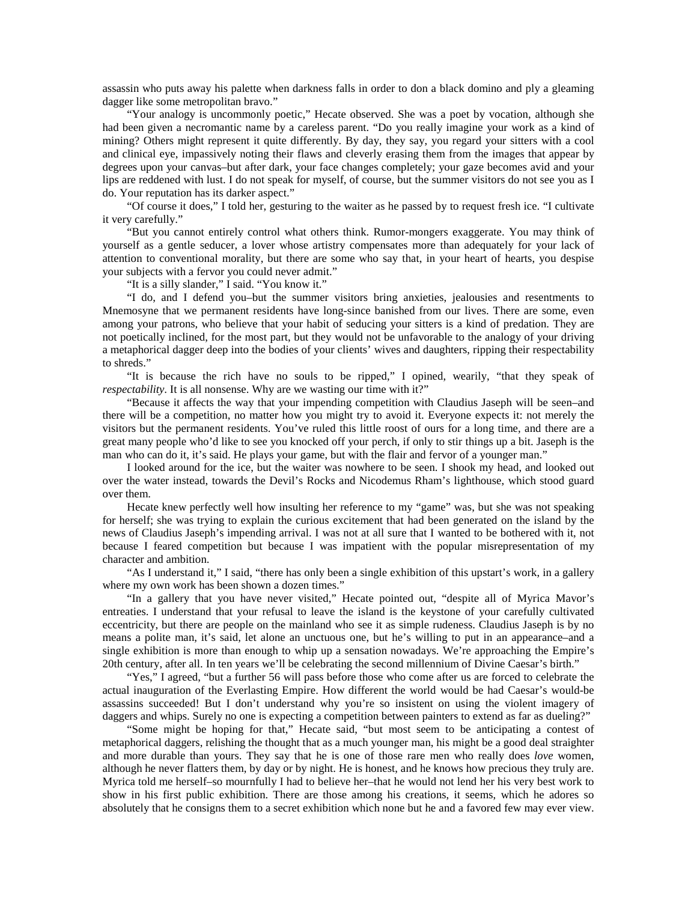assassin who puts away his palette when darkness falls in order to don a black domino and ply a gleaming dagger like some metropolitan bravo."

"Your analogy is uncommonly poetic," Hecate observed. She was a poet by vocation, although she had been given a necromantic name by a careless parent. "Do you really imagine your work as a kind of mining? Others might represent it quite differently. By day, they say, you regard your sitters with a cool and clinical eye, impassively noting their flaws and cleverly erasing them from the images that appear by degrees upon your canvas–but after dark, your face changes completely; your gaze becomes avid and your lips are reddened with lust. I do not speak for myself, of course, but the summer visitors do not see you as I do. Your reputation has its darker aspect."

"Of course it does," I told her, gesturing to the waiter as he passed by to request fresh ice. "I cultivate it very carefully."

"But you cannot entirely control what others think. Rumor-mongers exaggerate. You may think of yourself as a gentle seducer, a lover whose artistry compensates more than adequately for your lack of attention to conventional morality, but there are some who say that, in your heart of hearts, you despise your subjects with a fervor you could never admit."

"It is a silly slander," I said. "You know it."

"I do, and I defend you–but the summer visitors bring anxieties, jealousies and resentments to Mnemosyne that we permanent residents have long-since banished from our lives. There are some, even among your patrons, who believe that your habit of seducing your sitters is a kind of predation. They are not poetically inclined, for the most part, but they would not be unfavorable to the analogy of your driving a metaphorical dagger deep into the bodies of your clients' wives and daughters, ripping their respectability to shreds."

"It is because the rich have no souls to be ripped," I opined, wearily, "that they speak of *respectability*. It is all nonsense. Why are we wasting our time with it?"

"Because it affects the way that your impending competition with Claudius Jaseph will be seen–and there will be a competition, no matter how you might try to avoid it. Everyone expects it: not merely the visitors but the permanent residents. You've ruled this little roost of ours for a long time, and there are a great many people who'd like to see you knocked off your perch, if only to stir things up a bit. Jaseph is the man who can do it, it's said. He plays your game, but with the flair and fervor of a younger man."

I looked around for the ice, but the waiter was nowhere to be seen. I shook my head, and looked out over the water instead, towards the Devil's Rocks and Nicodemus Rham's lighthouse, which stood guard over them.

Hecate knew perfectly well how insulting her reference to my "game" was, but she was not speaking for herself; she was trying to explain the curious excitement that had been generated on the island by the news of Claudius Jaseph's impending arrival. I was not at all sure that I wanted to be bothered with it, not because I feared competition but because I was impatient with the popular misrepresentation of my character and ambition.

"As I understand it," I said, "there has only been a single exhibition of this upstart's work, in a gallery where my own work has been shown a dozen times."

"In a gallery that you have never visited," Hecate pointed out, "despite all of Myrica Mavor's entreaties. I understand that your refusal to leave the island is the keystone of your carefully cultivated eccentricity, but there are people on the mainland who see it as simple rudeness. Claudius Jaseph is by no means a polite man, it's said, let alone an unctuous one, but he's willing to put in an appearance–and a single exhibition is more than enough to whip up a sensation nowadays. We're approaching the Empire's 20th century, after all. In ten years we'll be celebrating the second millennium of Divine Caesar's birth."

"Yes," I agreed, "but a further 56 will pass before those who come after us are forced to celebrate the actual inauguration of the Everlasting Empire. How different the world would be had Caesar's would-be assassins succeeded! But I don't understand why you're so insistent on using the violent imagery of daggers and whips. Surely no one is expecting a competition between painters to extend as far as dueling?"

"Some might be hoping for that," Hecate said, "but most seem to be anticipating a contest of metaphorical daggers, relishing the thought that as a much younger man, his might be a good deal straighter and more durable than yours. They say that he is one of those rare men who really does *love* women, although he never flatters them, by day or by night. He is honest, and he knows how precious they truly are. Myrica told me herself–so mournfully I had to believe her–that he would not lend her his very best work to show in his first public exhibition. There are those among his creations, it seems, which he adores so absolutely that he consigns them to a secret exhibition which none but he and a favored few may ever view.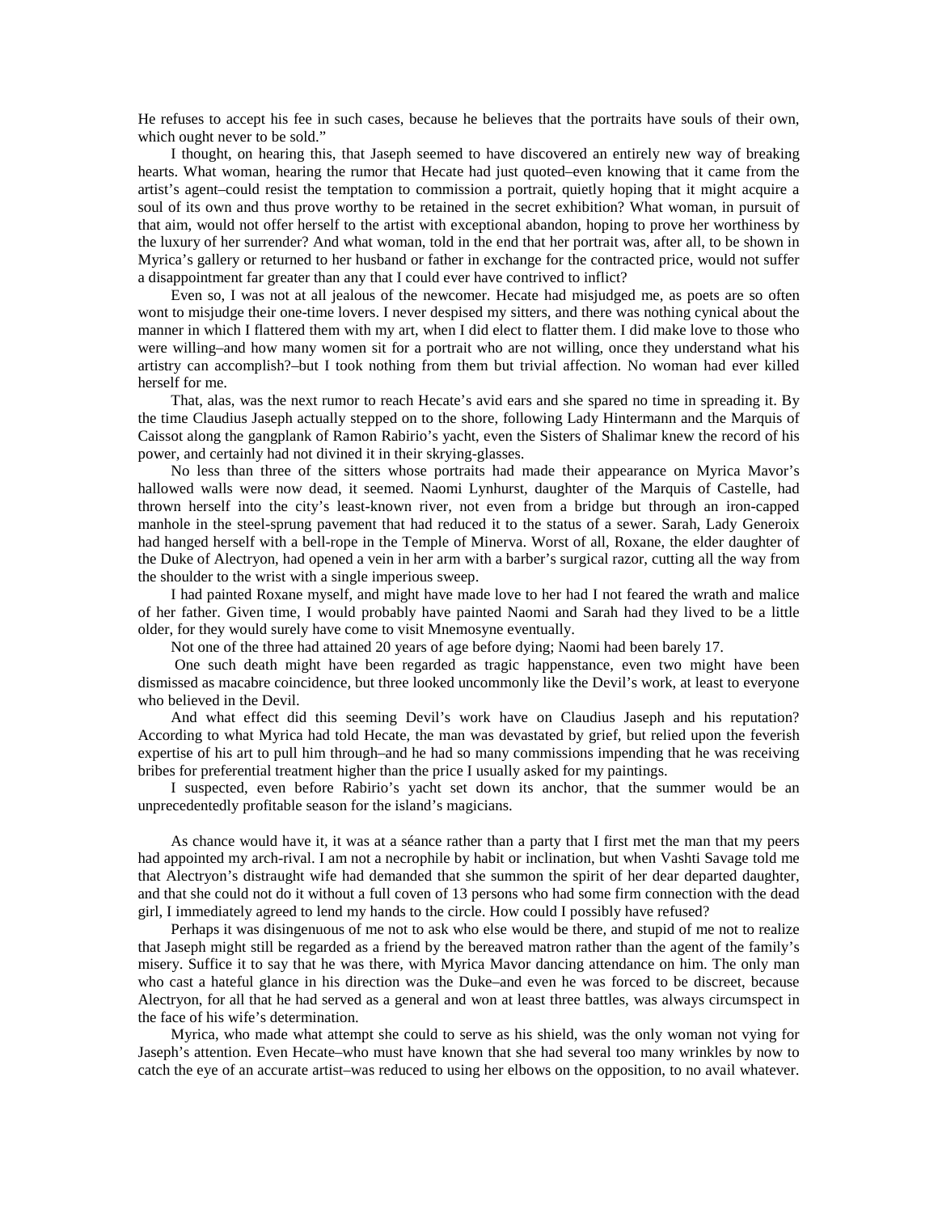He refuses to accept his fee in such cases, because he believes that the portraits have souls of their own, which ought never to be sold."

I thought, on hearing this, that Jaseph seemed to have discovered an entirely new way of breaking hearts. What woman, hearing the rumor that Hecate had just quoted–even knowing that it came from the artist's agent–could resist the temptation to commission a portrait, quietly hoping that it might acquire a soul of its own and thus prove worthy to be retained in the secret exhibition? What woman, in pursuit of that aim, would not offer herself to the artist with exceptional abandon, hoping to prove her worthiness by the luxury of her surrender? And what woman, told in the end that her portrait was, after all, to be shown in Myrica's gallery or returned to her husband or father in exchange for the contracted price, would not suffer a disappointment far greater than any that I could ever have contrived to inflict?

Even so, I was not at all jealous of the newcomer. Hecate had misjudged me, as poets are so often wont to misjudge their one-time lovers. I never despised my sitters, and there was nothing cynical about the manner in which I flattered them with my art, when I did elect to flatter them. I did make love to those who were willing–and how many women sit for a portrait who are not willing, once they understand what his artistry can accomplish?–but I took nothing from them but trivial affection. No woman had ever killed herself for me.

That, alas, was the next rumor to reach Hecate's avid ears and she spared no time in spreading it. By the time Claudius Jaseph actually stepped on to the shore, following Lady Hintermann and the Marquis of Caissot along the gangplank of Ramon Rabirio's yacht, even the Sisters of Shalimar knew the record of his power, and certainly had not divined it in their skrying-glasses.

No less than three of the sitters whose portraits had made their appearance on Myrica Mavor's hallowed walls were now dead, it seemed. Naomi Lynhurst, daughter of the Marquis of Castelle, had thrown herself into the city's least-known river, not even from a bridge but through an iron-capped manhole in the steel-sprung pavement that had reduced it to the status of a sewer. Sarah, Lady Generoix had hanged herself with a bell-rope in the Temple of Minerva. Worst of all, Roxane, the elder daughter of the Duke of Alectryon, had opened a vein in her arm with a barber's surgical razor, cutting all the way from the shoulder to the wrist with a single imperious sweep.

I had painted Roxane myself, and might have made love to her had I not feared the wrath and malice of her father. Given time, I would probably have painted Naomi and Sarah had they lived to be a little older, for they would surely have come to visit Mnemosyne eventually.

Not one of the three had attained 20 years of age before dying; Naomi had been barely 17.

One such death might have been regarded as tragic happenstance, even two might have been dismissed as macabre coincidence, but three looked uncommonly like the Devil's work, at least to everyone who believed in the Devil.

And what effect did this seeming Devil's work have on Claudius Jaseph and his reputation? According to what Myrica had told Hecate, the man was devastated by grief, but relied upon the feverish expertise of his art to pull him through–and he had so many commissions impending that he was receiving bribes for preferential treatment higher than the price I usually asked for my paintings.

I suspected, even before Rabirio's yacht set down its anchor, that the summer would be an unprecedentedly profitable season for the island's magicians.

As chance would have it, it was at a séance rather than a party that I first met the man that my peers had appointed my arch-rival. I am not a necrophile by habit or inclination, but when Vashti Savage told me that Alectryon's distraught wife had demanded that she summon the spirit of her dear departed daughter, and that she could not do it without a full coven of 13 persons who had some firm connection with the dead girl, I immediately agreed to lend my hands to the circle. How could I possibly have refused?

Perhaps it was disingenuous of me not to ask who else would be there, and stupid of me not to realize that Jaseph might still be regarded as a friend by the bereaved matron rather than the agent of the family's misery. Suffice it to say that he was there, with Myrica Mavor dancing attendance on him. The only man who cast a hateful glance in his direction was the Duke–and even he was forced to be discreet, because Alectryon, for all that he had served as a general and won at least three battles, was always circumspect in the face of his wife's determination.

Myrica, who made what attempt she could to serve as his shield, was the only woman not vying for Jaseph's attention. Even Hecate–who must have known that she had several too many wrinkles by now to catch the eye of an accurate artist–was reduced to using her elbows on the opposition, to no avail whatever.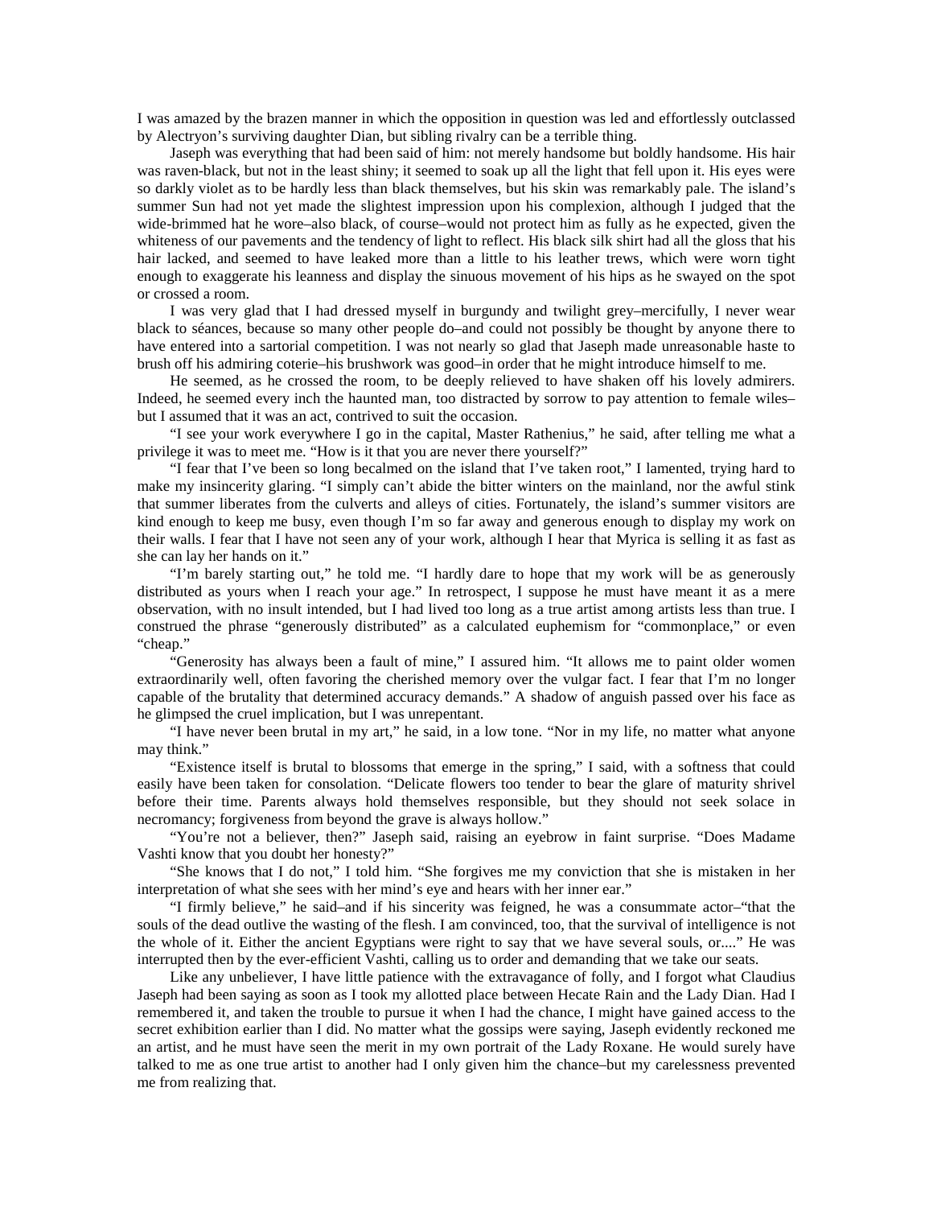I was amazed by the brazen manner in which the opposition in question was led and effortlessly outclassed by Alectryon's surviving daughter Dian, but sibling rivalry can be a terrible thing.

Jaseph was everything that had been said of him: not merely handsome but boldly handsome. His hair was raven-black, but not in the least shiny; it seemed to soak up all the light that fell upon it. His eyes were so darkly violet as to be hardly less than black themselves, but his skin was remarkably pale. The island's summer Sun had not yet made the slightest impression upon his complexion, although I judged that the wide-brimmed hat he wore–also black, of course–would not protect him as fully as he expected, given the whiteness of our pavements and the tendency of light to reflect. His black silk shirt had all the gloss that his hair lacked, and seemed to have leaked more than a little to his leather trews, which were worn tight enough to exaggerate his leanness and display the sinuous movement of his hips as he swayed on the spot or crossed a room.

I was very glad that I had dressed myself in burgundy and twilight grey–mercifully, I never wear black to séances, because so many other people do–and could not possibly be thought by anyone there to have entered into a sartorial competition. I was not nearly so glad that Jaseph made unreasonable haste to brush off his admiring coterie–his brushwork was good–in order that he might introduce himself to me.

He seemed, as he crossed the room, to be deeply relieved to have shaken off his lovely admirers. Indeed, he seemed every inch the haunted man, too distracted by sorrow to pay attention to female wiles–but I assumed that it was an act, contrived to suit the occasion.

"I see your work everywhere I go in the capital, Master Rathenius," he said, after telling me what a privilege it was to meet me. "How is it that you are never there yourself?"

"I fear that I've been so long becalmed on the island that I've taken root," I lamented, trying hard to make my insincerity glaring. "I simply can't abide the bitter winters on the mainland, nor the awful stink that summer liberates from the culverts and alleys of cities. Fortunately, the island's summer visitors are kind enough to keep me busy, even though I'm so far away and generous enough to display my work on their walls. I fear that I have not seen any of your work, although I hear that Myrica is selling it as fast as she can lay her hands on it."

"I'm barely starting out," he told me. "I hardly dare to hope that my work will be as generously distributed as yours when I reach your age." In retrospect, I suppose he must have meant it as a mere observation, with no insult intended, but I had lived too long as a true artist among artists less than true. I construed the phrase "generously distributed" as a calculated euphemism for "commonplace," or even "cheap."

"Generosity has always been a fault of mine," I assured him. "It allows me to paint older women extraordinarily well, often favoring the cherished memory over the vulgar fact. I fear that I'm no longer capable of the brutality that determined accuracy demands." A shadow of anguish passed over his face as he glimpsed the cruel implication, but I was unrepentant.

"I have never been brutal in my art," he said, in a low tone. "Nor in my life, no matter what anyone may think."

"Existence itself is brutal to blossoms that emerge in the spring," I said, with a softness that could easily have been taken for consolation. "Delicate flowers too tender to bear the glare of maturity shrivel before their time. Parents always hold themselves responsible, but they should not seek solace in necromancy; forgiveness from beyond the grave is always hollow."

"You're not a believer, then?" Jaseph said, raising an eyebrow in faint surprise. "Does Madame Vashti know that you doubt her honesty?"

"She knows that I do not," I told him. "She forgives me my conviction that she is mistaken in her interpretation of what she sees with her mind's eye and hears with her inner ear."

"I firmly believe," he said–and if his sincerity was feigned, he was a consummate actor–"that the souls of the dead outlive the wasting of the flesh. I am convinced, too, that the survival of intelligence is not the whole of it. Either the ancient Egyptians were right to say that we have several souls, or...." He was interrupted then by the ever-efficient Vashti, calling us to order and demanding that we take our seats.

Like any unbeliever, I have little patience with the extravagance of folly, and I forgot what Claudius Jaseph had been saying as soon as I took my allotted place between Hecate Rain and the Lady Dian. Had I remembered it, and taken the trouble to pursue it when I had the chance, I might have gained access to the secret exhibition earlier than I did. No matter what the gossips were saying, Jaseph evidently reckoned me an artist, and he must have seen the merit in my own portrait of the Lady Roxane. He would surely have talked to me as one true artist to another had I only given him the chance–but my carelessness prevented me from realizing that.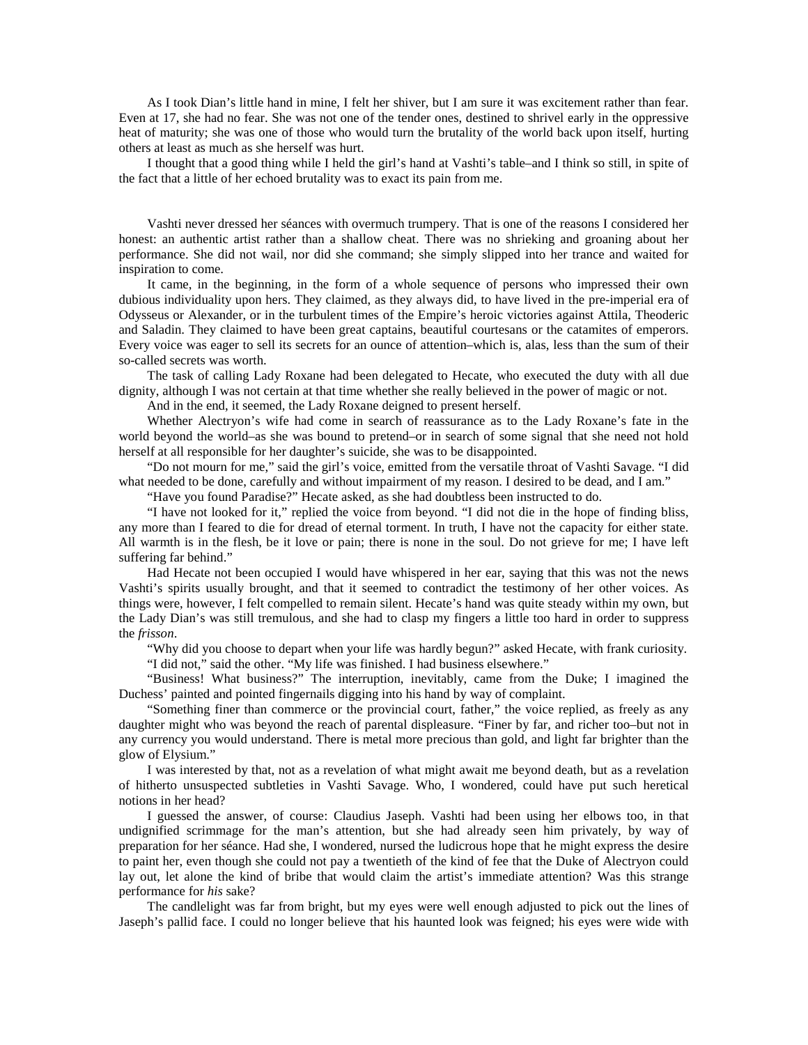As I took Dian's little hand in mine, I felt her shiver, but I am sure it was excitement rather than fear. Even at 17, she had no fear. She was not one of the tender ones, destined to shrivel early in the oppressive heat of maturity; she was one of those who would turn the brutality of the world back upon itself, hurting others at least as much as she herself was hurt.

I thought that a good thing while I held the girl's hand at Vashti's table–and I think so still, in spite of the fact that a little of her echoed brutality was to exact its pain from me.

Vashti never dressed her séances with overmuch trumpery. That is one of the reasons I considered her honest: an authentic artist rather than a shallow cheat. There was no shrieking and groaning about her performance. She did not wail, nor did she command; she simply slipped into her trance and waited for inspiration to come.

It came, in the beginning, in the form of a whole sequence of persons who impressed their own dubious individuality upon hers. They claimed, as they always did, to have lived in the pre-imperial era of Odysseus or Alexander, or in the turbulent times of the Empire's heroic victories against Attila, Theoderic and Saladin. They claimed to have been great captains, beautiful courtesans or the catamites of emperors. Every voice was eager to sell its secrets for an ounce of attention–which is, alas, less than the sum of their so-called secrets was worth.

The task of calling Lady Roxane had been delegated to Hecate, who executed the duty with all due dignity, although I was not certain at that time whether she really believed in the power of magic or not.

And in the end, it seemed, the Lady Roxane deigned to present herself.

Whether Alectryon's wife had come in search of reassurance as to the Lady Roxane's fate in the world beyond the world–as she was bound to pretend–or in search of some signal that she need not hold herself at all responsible for her daughter's suicide, she was to be disappointed.

"Do not mourn for me," said the girl's voice, emitted from the versatile throat of Vashti Savage. "I did what needed to be done, carefully and without impairment of my reason. I desired to be dead, and I am."

"Have you found Paradise?" Hecate asked, as she had doubtless been instructed to do.

"I have not looked for it," replied the voice from beyond. "I did not die in the hope of finding bliss, any more than I feared to die for dread of eternal torment. In truth, I have not the capacity for either state. All warmth is in the flesh, be it love or pain; there is none in the soul. Do not grieve for me; I have left suffering far behind."

Had Hecate not been occupied I would have whispered in her ear, saying that this was not the news Vashti's spirits usually brought, and that it seemed to contradict the testimony of her other voices. As things were, however, I felt compelled to remain silent. Hecate's hand was quite steady within my own, but the Lady Dian's was still tremulous, and she had to clasp my fingers a little too hard in order to suppress the *frisson*.

"Why did you choose to depart when your life was hardly begun?" asked Hecate, with frank curiosity.

"I did not," said the other. "My life was finished. I had business elsewhere."

"Business! What business?" The interruption, inevitably, came from the Duke; I imagined the Duchess' painted and pointed fingernails digging into his hand by way of complaint.

"Something finer than commerce or the provincial court, father," the voice replied, as freely as any daughter might who was beyond the reach of parental displeasure. "Finer by far, and richer too–but not in any currency you would understand. There is metal more precious than gold, and light far brighter than the glow of Elysium."

I was interested by that, not as a revelation of what might await me beyond death, but as a revelation of hitherto unsuspected subtleties in Vashti Savage. Who, I wondered, could have put such heretical notions in her head?

I guessed the answer, of course: Claudius Jaseph. Vashti had been using her elbows too, in that undignified scrimmage for the man's attention, but she had already seen him privately, by way of preparation for her séance. Had she, I wondered, nursed the ludicrous hope that he might express the desire to paint her, even though she could not pay a twentieth of the kind of fee that the Duke of Alectryon could lay out, let alone the kind of bribe that would claim the artist's immediate attention? Was this strange performance for *his* sake?

The candlelight was far from bright, but my eyes were well enough adjusted to pick out the lines of Jaseph's pallid face. I could no longer believe that his haunted look was feigned; his eyes were wide with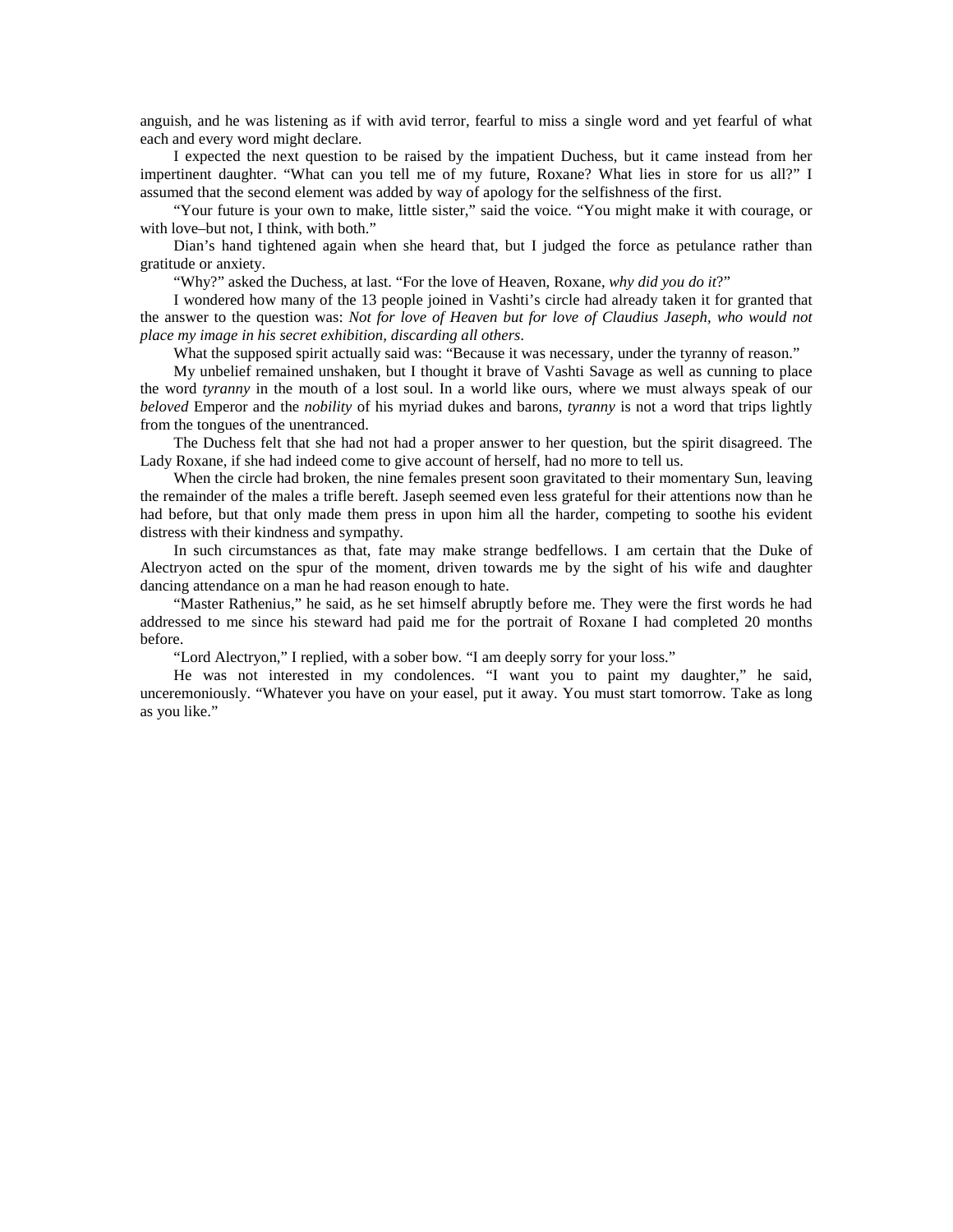anguish, and he was listening as if with avid terror, fearful to miss a single word and yet fearful of what each and every word might declare.

I expected the next question to be raised by the impatient Duchess, but it came instead from her impertinent daughter. "What can you tell me of my future, Roxane? What lies in store for us all?" I assumed that the second element was added by way of apology for the selfishness of the first.

"Your future is your own to make, little sister," said the voice. "You might make it with courage, or with love–but not, I think, with both."

Dian's hand tightened again when she heard that, but I judged the force as petulance rather than gratitude or anxiety.

"Why?" asked the Duchess, at last. "For the love of Heaven, Roxane, *why did you do it*?"

I wondered how many of the 13 people joined in Vashti's circle had already taken it for granted that the answer to the question was: *Not for love of Heaven but for love of Claudius Jaseph, who would not place my image in his secret exhibition, discarding all others.*

What the supposed spirit actually said was: "Because it was necessary, under the tyranny of reason."

My unbelief remained unshaken, but I thought it brave of Vashti Savage as well as cunning to place the word *tyranny* in the mouth of a lost soul. In a world like ours, where we must always speak of our *beloved* Emperor and the *nobility* of his myriad dukes and barons, *tyranny* is not a word that trips lightly from the tongues of the unentranced.

The Duchess felt that she had not had a proper answer to her question, but the spirit disagreed. The Lady Roxane, if she had indeed come to give account of herself, had no more to tell us.

When the circle had broken, the nine females present soon gravitated to their momentary Sun, leaving the remainder of the males a trifle bereft. Jaseph seemed even less grateful for their attentions now than he had before, but that only made them press in upon him all the harder, competing to soothe his evident distress with their kindness and sympathy.

In such circumstances as that, fate may make strange bedfellows. I am certain that the Duke of Alectryon acted on the spur of the moment, driven towards me by the sight of his wife and daughter dancing attendance on a man he had reason enough to hate.

"Master Rathenius," he said, as he set himself abruptly before me. They were the first words he had addressed to me since his steward had paid me for the portrait of Roxane I had completed 20 months before.

"Lord Alectryon," I replied, with a sober bow. "I am deeply sorry for your loss."

He was not interested in my condolences. "I want you to paint my daughter," he said, unceremoniously. "Whatever you have on your easel, put it away. You must start tomorrow. Take as long as you like."